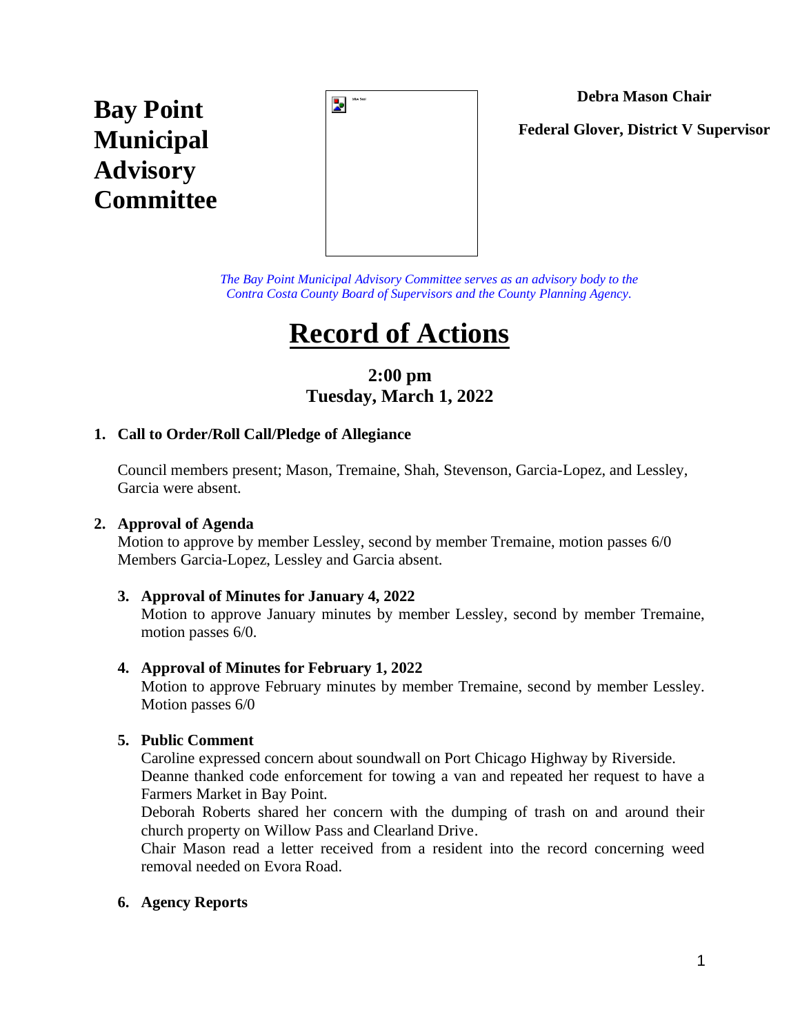# Bay Point Municipal Advisory Committee

**Debra Mason Chair**

**Federal Glover, District V Supervisor**

*The Bay Point Municipal Advisory Committee serves as an advisory body to the Contra Costa County Board of Supervisors and the County Planning Agency.*

# Record of Actions

**2:00 pm**
**Tuesday, March 1, 2022**

1. **Call to Order/Roll Call/Pledge of Allegiance**

   Council members present; Mason, Tremaine, Shah, Stevenson, Garcia-Lopez, and Lessley, Garcia were absent.

2. **Approval of Agenda**
   Motion to approve by member Lessley, second by member Tremaine, motion passes 6/0 Members Garcia-Lopez, Lessley and Garcia absent.

3. **Approval of Minutes for January 4, 2022**
   Motion to approve January minutes by member Lessley, second by member Tremaine, motion passes 6/0.

4. **Approval of Minutes for February 1, 2022**
   Motion to approve February minutes by member Tremaine, second by member Lessley. Motion passes 6/0

5. **Public Comment**
   Caroline expressed concern about soundwall on Port Chicago Highway by Riverside.
   Deanne thanked code enforcement for towing a van and repeated her request to have a Farmers Market in Bay Point.
   Deborah Roberts shared her concern with the dumping of trash on and around their church property on Willow Pass and Clearland Drive.
   Chair Mason read a letter received from a resident into the record concerning weed removal needed on Evora Road.

6. **Agency Reports**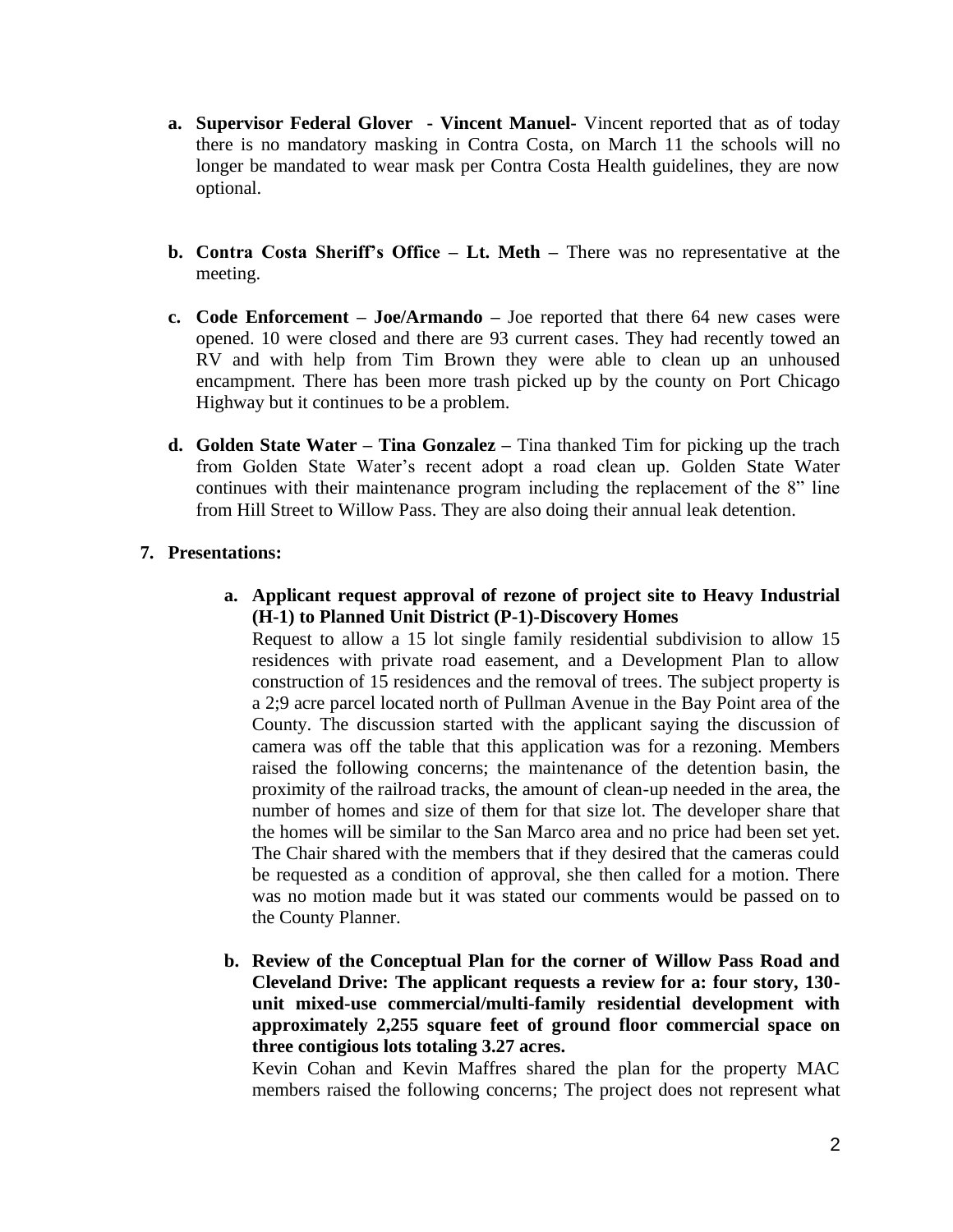a. **Supervisor Federal Glover - Vincent Manuel-** Vincent reported that as of today there is no mandatory masking in Contra Costa, on March 11 the schools will no longer be mandated to wear mask per Contra Costa Health guidelines, they are now optional.

b. **Contra Costa Sheriff's Office – Lt. Meth –** There was no representative at the meeting.

c. **Code Enforcement – Joe/Armando –** Joe reported that there 64 new cases were opened. 10 were closed and there are 93 current cases. They had recently towed an RV and with help from Tim Brown they were able to clean up an unhoused encampment. There has been more trash picked up by the county on Port Chicago Highway but it continues to be a problem.

d. **Golden State Water – Tina Gonzalez –** Tina thanked Tim for picking up the trach from Golden State Water's recent adopt a road clean up. Golden State Water continues with their maintenance program including the replacement of the 8" line from Hill Street to Willow Pass. They are also doing their annual leak detention.

**7. Presentations:**

a. **Applicant request approval of rezone of project site to Heavy Industrial (H-1) to Planned Unit District (P-1)-Discovery Homes**
Request to allow a 15 lot single family residential subdivision to allow 15 residences with private road easement, and a Development Plan to allow construction of 15 residences and the removal of trees. The subject property is a 2;9 acre parcel located north of Pullman Avenue in the Bay Point area of the County. The discussion started with the applicant saying the discussion of camera was off the table that this application was for a rezoning. Members raised the following concerns; the maintenance of the detention basin, the proximity of the railroad tracks, the amount of clean-up needed in the area, the number of homes and size of them for that size lot. The developer share that the homes will be similar to the San Marco area and no price had been set yet. The Chair shared with the members that if they desired that the cameras could be requested as a condition of approval, she then called for a motion. There was no motion made but it was stated our comments would be passed on to the County Planner.

b. **Review of the Conceptual Plan for the corner of Willow Pass Road and Cleveland Drive: The applicant requests a review for a: four story, 130-unit mixed-use commercial/multi-family residential development with approximately 2,255 square feet of ground floor commercial space on three contigious lots totaling 3.27 acres.**
Kevin Cohan and Kevin Maffres shared the plan for the property MAC members raised the following concerns; The project does not represent what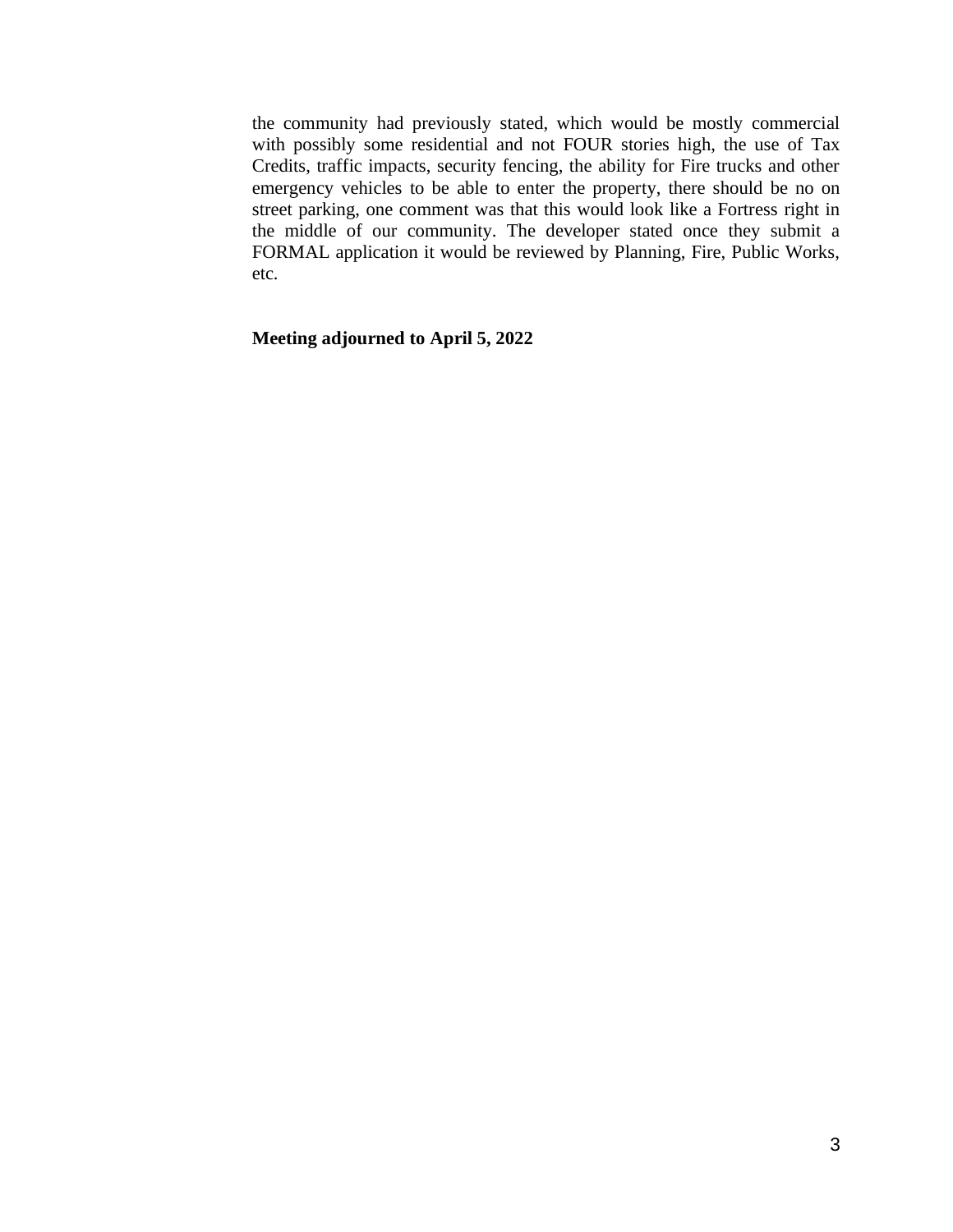the community had previously stated, which would be mostly commercial with possibly some residential and not FOUR stories high, the use of Tax Credits, traffic impacts, security fencing, the ability for Fire trucks and other emergency vehicles to be able to enter the property, there should be no on street parking, one comment was that this would look like a Fortress right in the middle of our community. The developer stated once they submit a FORMAL application it would be reviewed by Planning, Fire, Public Works, etc.

**Meeting adjourned to April 5, 2022**